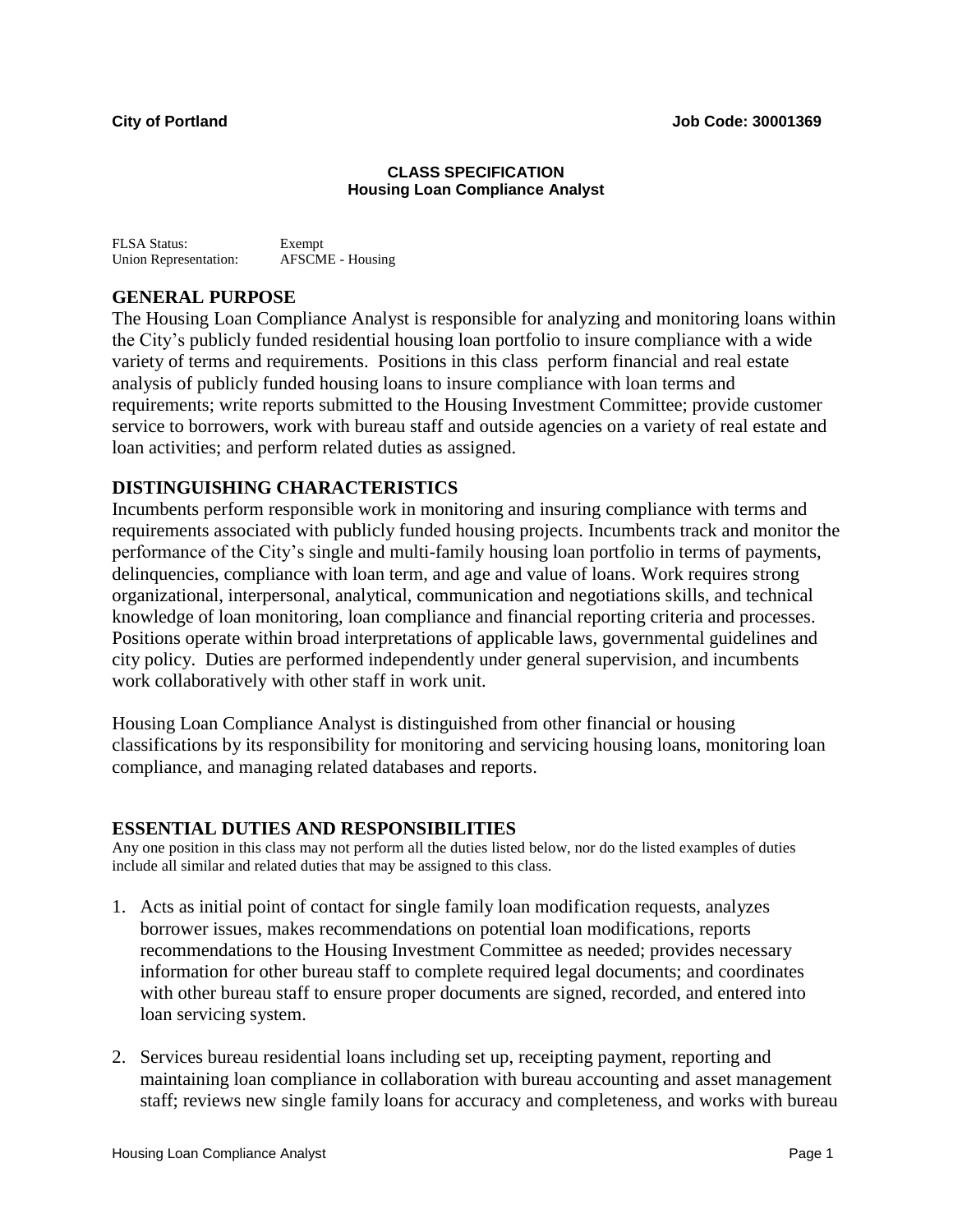**City of Portland** **Job Code: 30001369**

**CLASS SPECIFICATION**
**Housing Loan Compliance Analyst**

FLSA Status: Exempt
Union Representation: AFSCME - Housing

## GENERAL PURPOSE

The Housing Loan Compliance Analyst is responsible for analyzing and monitoring loans within the City's publicly funded residential housing loan portfolio to insure compliance with a wide variety of terms and requirements. Positions in this class perform financial and real estate analysis of publicly funded housing loans to insure compliance with loan terms and requirements; write reports submitted to the Housing Investment Committee; provide customer service to borrowers, work with bureau staff and outside agencies on a variety of real estate and loan activities; and perform related duties as assigned.

## DISTINGUISHING CHARACTERISTICS

Incumbents perform responsible work in monitoring and insuring compliance with terms and requirements associated with publicly funded housing projects. Incumbents track and monitor the performance of the City's single and multi-family housing loan portfolio in terms of payments, delinquencies, compliance with loan term, and age and value of loans. Work requires strong organizational, interpersonal, analytical, communication and negotiations skills, and technical knowledge of loan monitoring, loan compliance and financial reporting criteria and processes. Positions operate within broad interpretations of applicable laws, governmental guidelines and city policy. Duties are performed independently under general supervision, and incumbents work collaboratively with other staff in work unit.

Housing Loan Compliance Analyst is distinguished from other financial or housing classifications by its responsibility for monitoring and servicing housing loans, monitoring loan compliance, and managing related databases and reports.

## ESSENTIAL DUTIES AND RESPONSIBILITIES

Any one position in this class may not perform all the duties listed below, nor do the listed examples of duties include all similar and related duties that may be assigned to this class.

1. Acts as initial point of contact for single family loan modification requests, analyzes borrower issues, makes recommendations on potential loan modifications, reports recommendations to the Housing Investment Committee as needed; provides necessary information for other bureau staff to complete required legal documents; and coordinates with other bureau staff to ensure proper documents are signed, recorded, and entered into loan servicing system.

2. Services bureau residential loans including set up, receipting payment, reporting and maintaining loan compliance in collaboration with bureau accounting and asset management staff; reviews new single family loans for accuracy and completeness, and works with bureau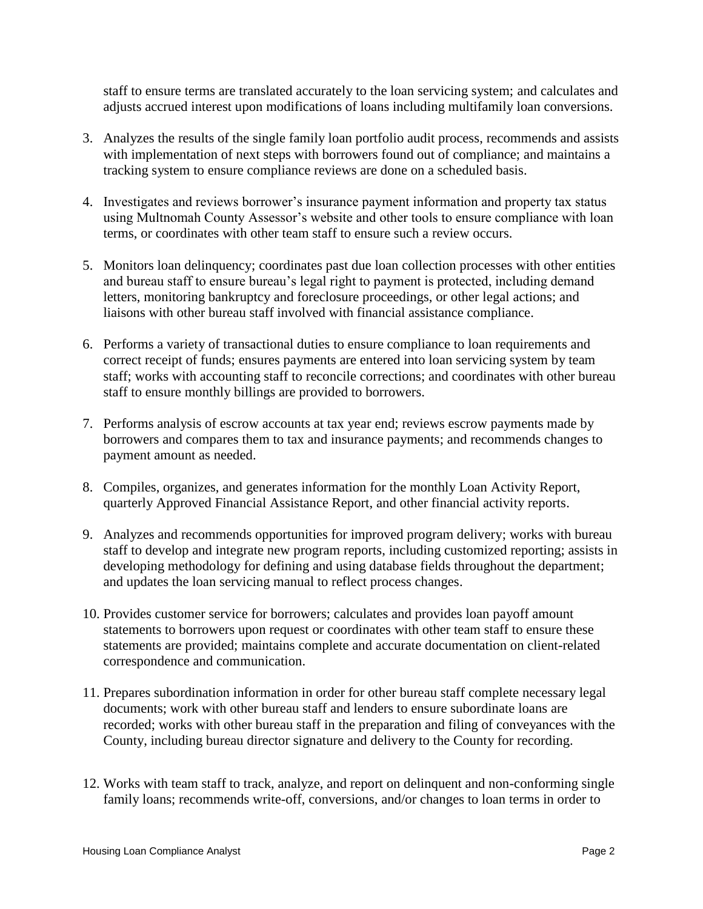staff to ensure terms are translated accurately to the loan servicing system; and calculates and adjusts accrued interest upon modifications of loans including multifamily loan conversions.

3. Analyzes the results of the single family loan portfolio audit process, recommends and assists with implementation of next steps with borrowers found out of compliance; and maintains a tracking system to ensure compliance reviews are done on a scheduled basis.

4. Investigates and reviews borrower's insurance payment information and property tax status using Multnomah County Assessor's website and other tools to ensure compliance with loan terms, or coordinates with other team staff to ensure such a review occurs.

5. Monitors loan delinquency; coordinates past due loan collection processes with other entities and bureau staff to ensure bureau's legal right to payment is protected, including demand letters, monitoring bankruptcy and foreclosure proceedings, or other legal actions; and liaisons with other bureau staff involved with financial assistance compliance.

6. Performs a variety of transactional duties to ensure compliance to loan requirements and correct receipt of funds; ensures payments are entered into loan servicing system by team staff; works with accounting staff to reconcile corrections; and coordinates with other bureau staff to ensure monthly billings are provided to borrowers.

7. Performs analysis of escrow accounts at tax year end; reviews escrow payments made by borrowers and compares them to tax and insurance payments; and recommends changes to payment amount as needed.

8. Compiles, organizes, and generates information for the monthly Loan Activity Report, quarterly Approved Financial Assistance Report, and other financial activity reports.

9. Analyzes and recommends opportunities for improved program delivery; works with bureau staff to develop and integrate new program reports, including customized reporting; assists in developing methodology for defining and using database fields throughout the department; and updates the loan servicing manual to reflect process changes.

10. Provides customer service for borrowers; calculates and provides loan payoff amount statements to borrowers upon request or coordinates with other team staff to ensure these statements are provided; maintains complete and accurate documentation on client-related correspondence and communication.

11. Prepares subordination information in order for other bureau staff complete necessary legal documents; work with other bureau staff and lenders to ensure subordinate loans are recorded; works with other bureau staff in the preparation and filing of conveyances with the County, including bureau director signature and delivery to the County for recording.

12. Works with team staff to track, analyze, and report on delinquent and non-conforming single family loans; recommends write-off, conversions, and/or changes to loan terms in order to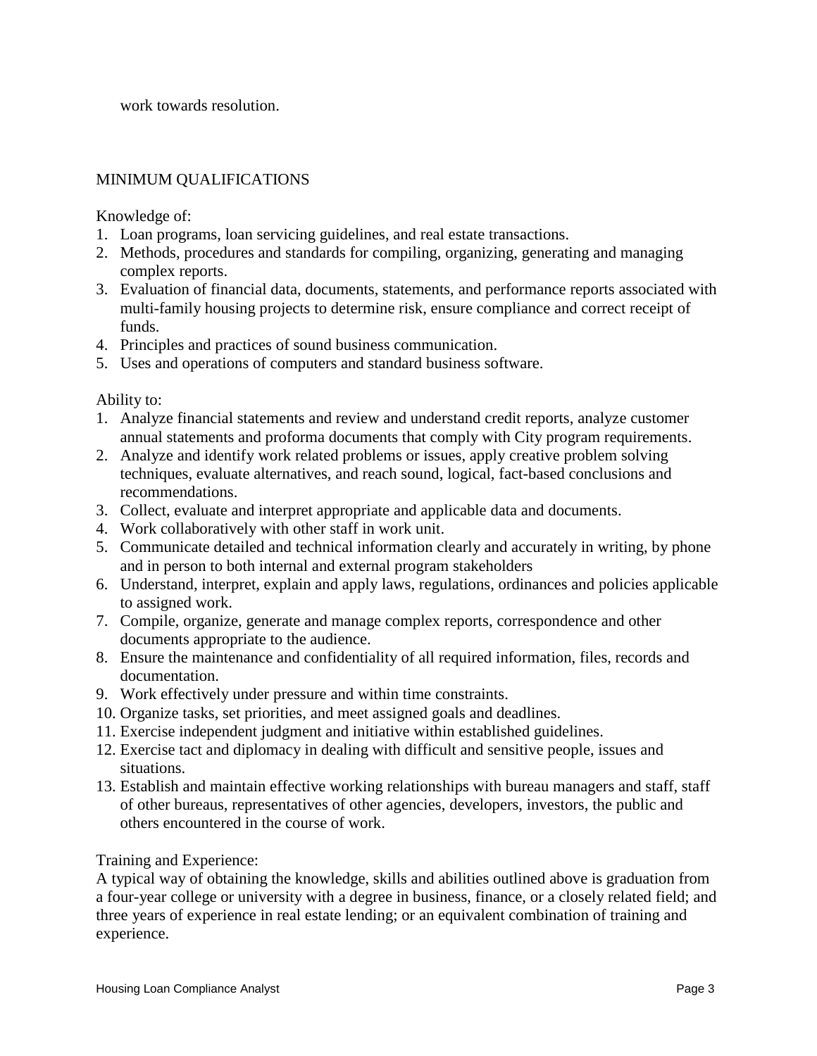work towards resolution.

## MINIMUM QUALIFICATIONS

Knowledge of:

1. Loan programs, loan servicing guidelines, and real estate transactions.
2. Methods, procedures and standards for compiling, organizing, generating and managing complex reports.
3. Evaluation of financial data, documents, statements, and performance reports associated with multi-family housing projects to determine risk, ensure compliance and correct receipt of funds.
4. Principles and practices of sound business communication.
5. Uses and operations of computers and standard business software.

Ability to:

1. Analyze financial statements and review and understand credit reports, analyze customer annual statements and proforma documents that comply with City program requirements.
2. Analyze and identify work related problems or issues, apply creative problem solving techniques, evaluate alternatives, and reach sound, logical, fact-based conclusions and recommendations.
3. Collect, evaluate and interpret appropriate and applicable data and documents.
4. Work collaboratively with other staff in work unit.
5. Communicate detailed and technical information clearly and accurately in writing, by phone and in person to both internal and external program stakeholders
6. Understand, interpret, explain and apply laws, regulations, ordinances and policies applicable to assigned work.
7. Compile, organize, generate and manage complex reports, correspondence and other documents appropriate to the audience.
8. Ensure the maintenance and confidentiality of all required information, files, records and documentation.
9. Work effectively under pressure and within time constraints.
10. Organize tasks, set priorities, and meet assigned goals and deadlines.
11. Exercise independent judgment and initiative within established guidelines.
12. Exercise tact and diplomacy in dealing with difficult and sensitive people, issues and situations.
13. Establish and maintain effective working relationships with bureau managers and staff, staff of other bureaus, representatives of other agencies, developers, investors, the public and others encountered in the course of work.

Training and Experience:

A typical way of obtaining the knowledge, skills and abilities outlined above is graduation from a four-year college or university with a degree in business, finance, or a closely related field; and three years of experience in real estate lending; or an equivalent combination of training and experience.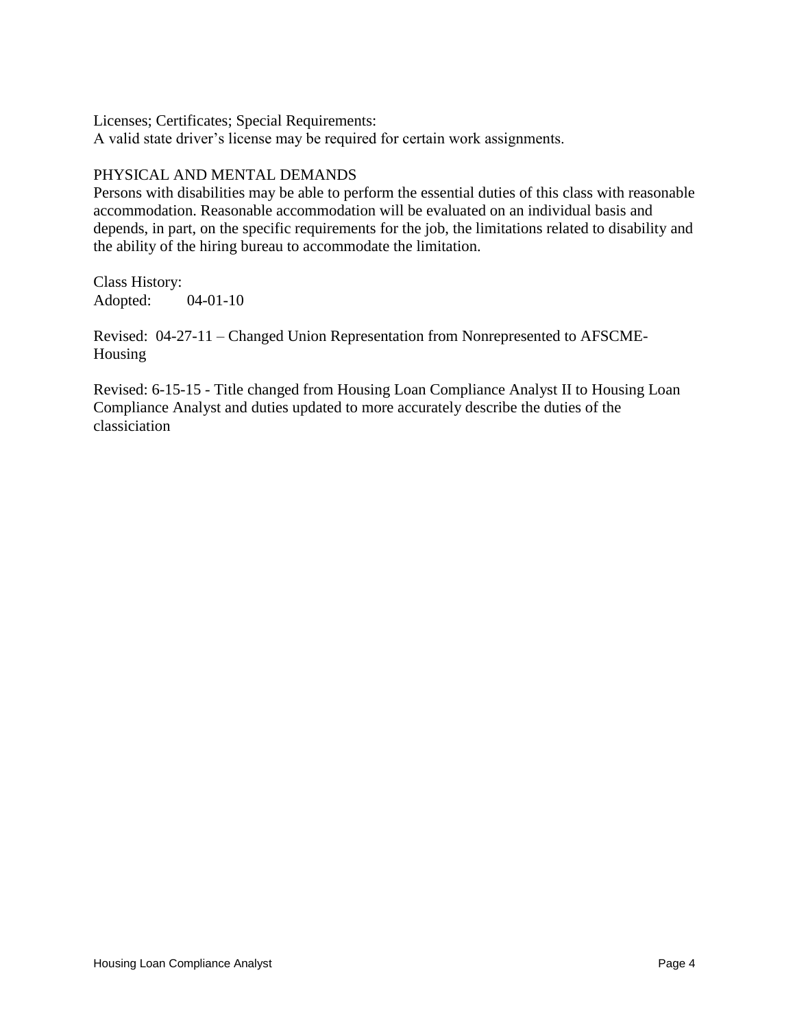Licenses; Certificates; Special Requirements:
A valid state driver's license may be required for certain work assignments.

## PHYSICAL AND MENTAL DEMANDS

Persons with disabilities may be able to perform the essential duties of this class with reasonable accommodation. Reasonable accommodation will be evaluated on an individual basis and depends, in part, on the specific requirements for the job, the limitations related to disability and the ability of the hiring bureau to accommodate the limitation.

Class History:
Adopted: 04-01-10

Revised: 04-27-11 – Changed Union Representation from Nonrepresented to AFSCME-Housing

Revised: 6-15-15 - Title changed from Housing Loan Compliance Analyst II to Housing Loan Compliance Analyst and duties updated to more accurately describe the duties of the classiciation